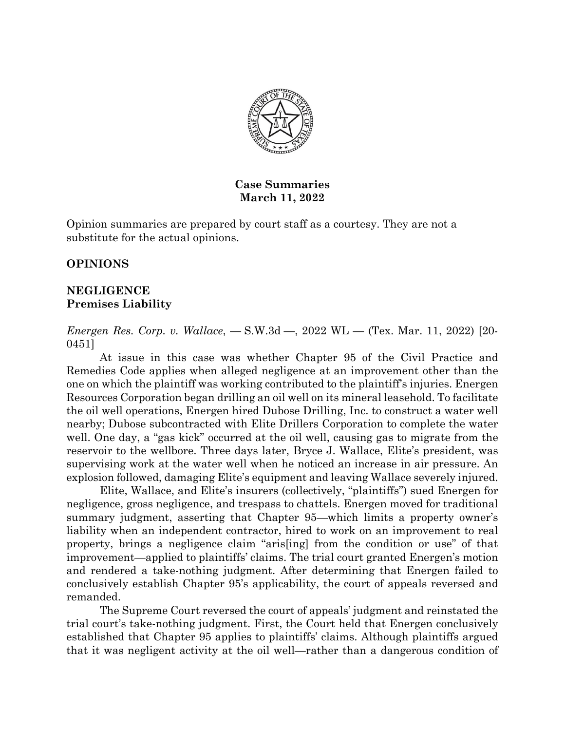**Case Summaries**
**March 11, 2022**

Opinion summaries are prepared by court staff as a courtesy. They are not a substitute for the actual opinions.

## OPINIONS

### NEGLIGENCE
### Premises Liability

*Energen Res. Corp. v. Wallace*, — S.W.3d —, 2022 WL — (Tex. Mar. 11, 2022) [20-0451]

At issue in this case was whether Chapter 95 of the Civil Practice and Remedies Code applies when alleged negligence at an improvement other than the one on which the plaintiff was working contributed to the plaintiff's injuries. Energen Resources Corporation began drilling an oil well on its mineral leasehold. To facilitate the oil well operations, Energen hired Dubose Drilling, Inc. to construct a water well nearby; Dubose subcontracted with Elite Drillers Corporation to complete the water well. One day, a "gas kick" occurred at the oil well, causing gas to migrate from the reservoir to the wellbore. Three days later, Bryce J. Wallace, Elite's president, was supervising work at the water well when he noticed an increase in air pressure. An explosion followed, damaging Elite's equipment and leaving Wallace severely injured.

Elite, Wallace, and Elite's insurers (collectively, "plaintiffs") sued Energen for negligence, gross negligence, and trespass to chattels. Energen moved for traditional summary judgment, asserting that Chapter 95—which limits a property owner's liability when an independent contractor, hired to work on an improvement to real property, brings a negligence claim "aris[ing] from the condition or use" of that improvement—applied to plaintiffs' claims. The trial court granted Energen's motion and rendered a take-nothing judgment. After determining that Energen failed to conclusively establish Chapter 95's applicability, the court of appeals reversed and remanded.

The Supreme Court reversed the court of appeals' judgment and reinstated the trial court's take-nothing judgment. First, the Court held that Energen conclusively established that Chapter 95 applies to plaintiffs' claims. Although plaintiffs argued that it was negligent activity at the oil well—rather than a dangerous condition of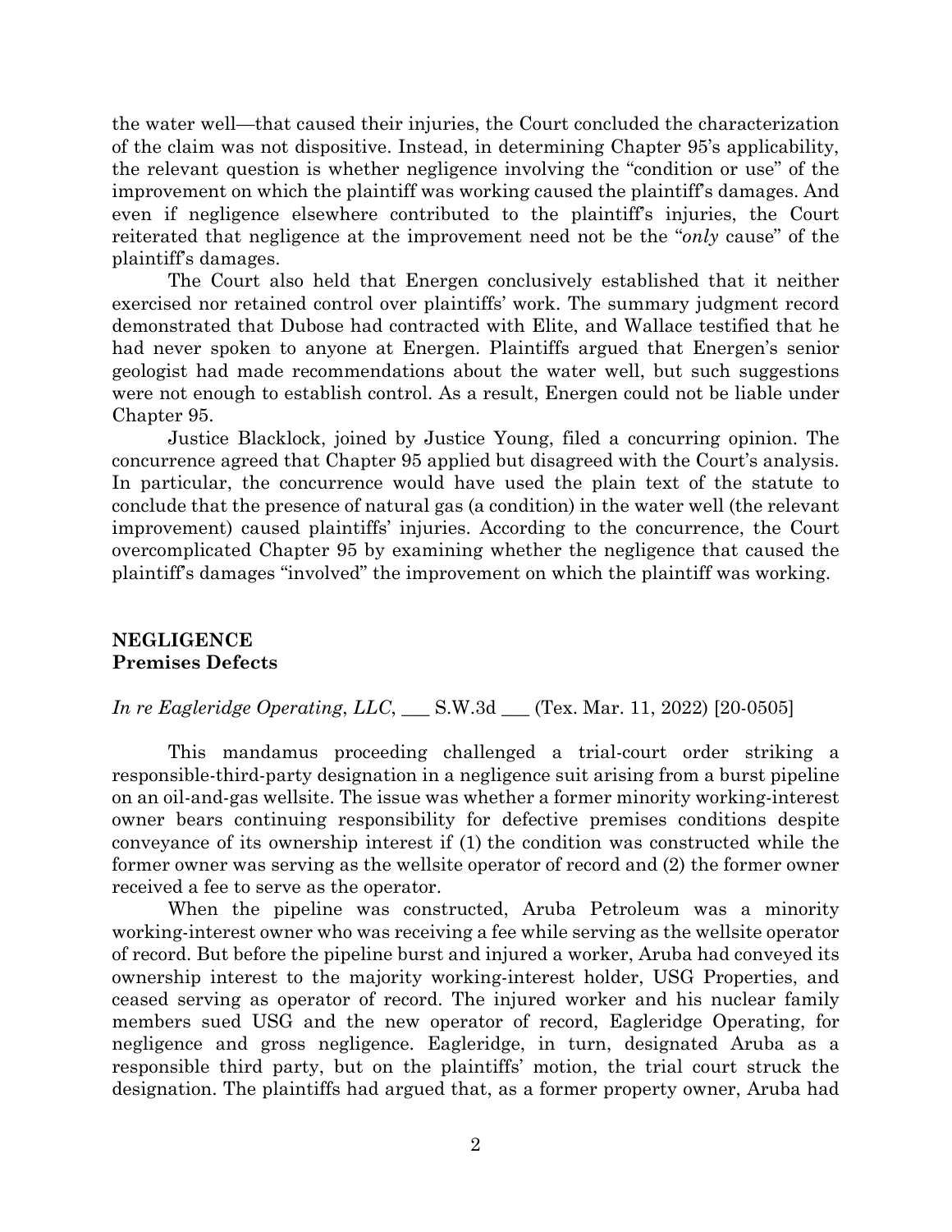the water well—that caused their injuries, the Court concluded the characterization of the claim was not dispositive. Instead, in determining Chapter 95's applicability, the relevant question is whether negligence involving the "condition or use" of the improvement on which the plaintiff was working caused the plaintiff's damages. And even if negligence elsewhere contributed to the plaintiff's injuries, the Court reiterated that negligence at the improvement need not be the "*only* cause" of the plaintiff's damages.

The Court also held that Energen conclusively established that it neither exercised nor retained control over plaintiffs' work. The summary judgment record demonstrated that Dubose had contracted with Elite, and Wallace testified that he had never spoken to anyone at Energen. Plaintiffs argued that Energen's senior geologist had made recommendations about the water well, but such suggestions were not enough to establish control. As a result, Energen could not be liable under Chapter 95.

Justice Blacklock, joined by Justice Young, filed a concurring opinion. The concurrence agreed that Chapter 95 applied but disagreed with the Court's analysis. In particular, the concurrence would have used the plain text of the statute to conclude that the presence of natural gas (a condition) in the water well (the relevant improvement) caused plaintiffs' injuries. According to the concurrence, the Court overcomplicated Chapter 95 by examining whether the negligence that caused the plaintiff's damages "involved" the improvement on which the plaintiff was working.

## NEGLIGENCE
### Premises Defects

*In re Eagleridge Operating, LLC*, ___ S.W.3d ___ (Tex. Mar. 11, 2022) [20-0505]

This mandamus proceeding challenged a trial-court order striking a responsible-third-party designation in a negligence suit arising from a burst pipeline on an oil-and-gas wellsite. The issue was whether a former minority working-interest owner bears continuing responsibility for defective premises conditions despite conveyance of its ownership interest if (1) the condition was constructed while the former owner was serving as the wellsite operator of record and (2) the former owner received a fee to serve as the operator.

When the pipeline was constructed, Aruba Petroleum was a minority working-interest owner who was receiving a fee while serving as the wellsite operator of record. But before the pipeline burst and injured a worker, Aruba had conveyed its ownership interest to the majority working-interest holder, USG Properties, and ceased serving as operator of record. The injured worker and his nuclear family members sued USG and the new operator of record, Eagleridge Operating, for negligence and gross negligence. Eagleridge, in turn, designated Aruba as a responsible third party, but on the plaintiffs' motion, the trial court struck the designation. The plaintiffs had argued that, as a former property owner, Aruba had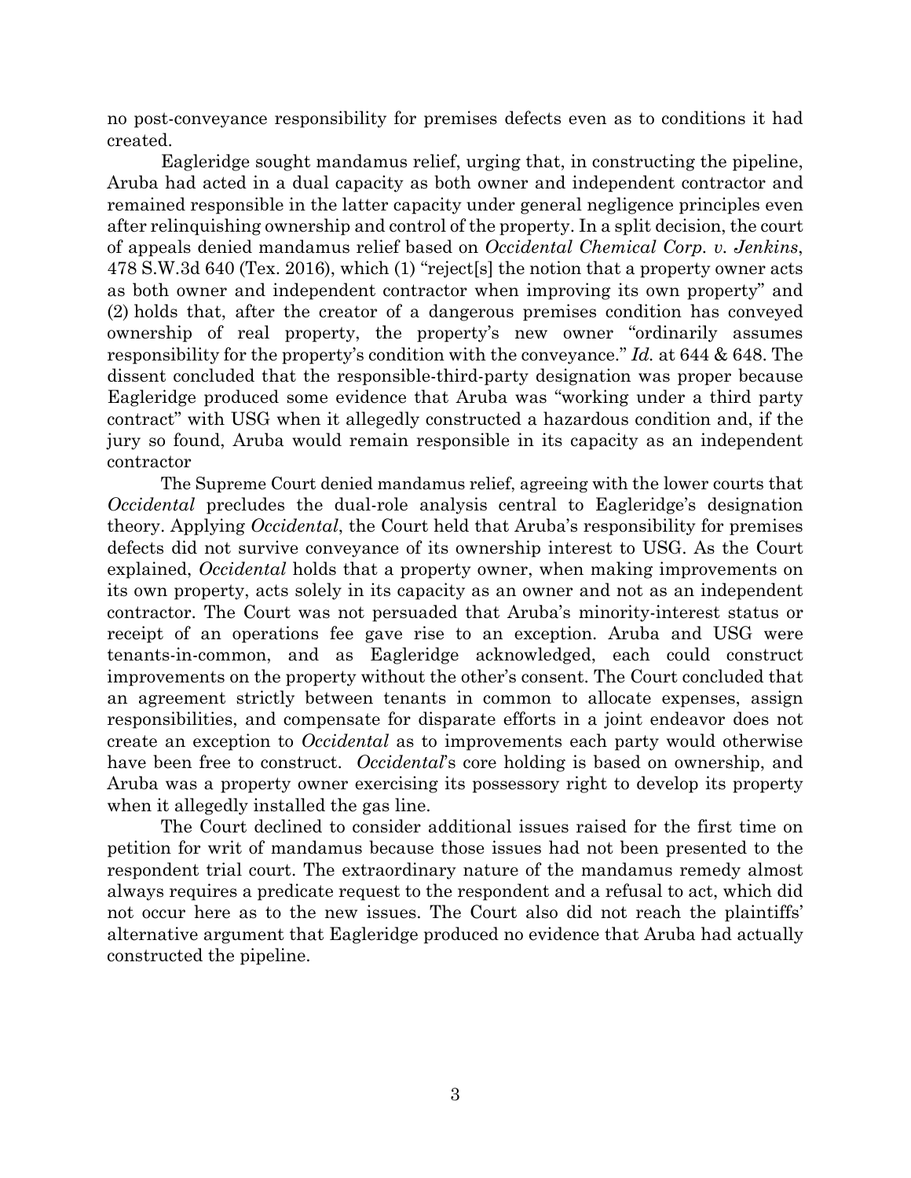no post-conveyance responsibility for premises defects even as to conditions it had created.

Eagleridge sought mandamus relief, urging that, in constructing the pipeline, Aruba had acted in a dual capacity as both owner and independent contractor and remained responsible in the latter capacity under general negligence principles even after relinquishing ownership and control of the property. In a split decision, the court of appeals denied mandamus relief based on *Occidental Chemical Corp. v. Jenkins*, 478 S.W.3d 640 (Tex. 2016), which (1) "reject[s] the notion that a property owner acts as both owner and independent contractor when improving its own property" and (2) holds that, after the creator of a dangerous premises condition has conveyed ownership of real property, the property's new owner "ordinarily assumes responsibility for the property's condition with the conveyance." *Id.* at 644 & 648. The dissent concluded that the responsible-third-party designation was proper because Eagleridge produced some evidence that Aruba was "working under a third party contract" with USG when it allegedly constructed a hazardous condition and, if the jury so found, Aruba would remain responsible in its capacity as an independent contractor

The Supreme Court denied mandamus relief, agreeing with the lower courts that *Occidental* precludes the dual-role analysis central to Eagleridge's designation theory. Applying *Occidental*, the Court held that Aruba's responsibility for premises defects did not survive conveyance of its ownership interest to USG. As the Court explained, *Occidental* holds that a property owner, when making improvements on its own property, acts solely in its capacity as an owner and not as an independent contractor. The Court was not persuaded that Aruba's minority-interest status or receipt of an operations fee gave rise to an exception. Aruba and USG were tenants-in-common, and as Eagleridge acknowledged, each could construct improvements on the property without the other's consent. The Court concluded that an agreement strictly between tenants in common to allocate expenses, assign responsibilities, and compensate for disparate efforts in a joint endeavor does not create an exception to *Occidental* as to improvements each party would otherwise have been free to construct. *Occidental*'s core holding is based on ownership, and Aruba was a property owner exercising its possessory right to develop its property when it allegedly installed the gas line.

The Court declined to consider additional issues raised for the first time on petition for writ of mandamus because those issues had not been presented to the respondent trial court. The extraordinary nature of the mandamus remedy almost always requires a predicate request to the respondent and a refusal to act, which did not occur here as to the new issues. The Court also did not reach the plaintiffs' alternative argument that Eagleridge produced no evidence that Aruba had actually constructed the pipeline.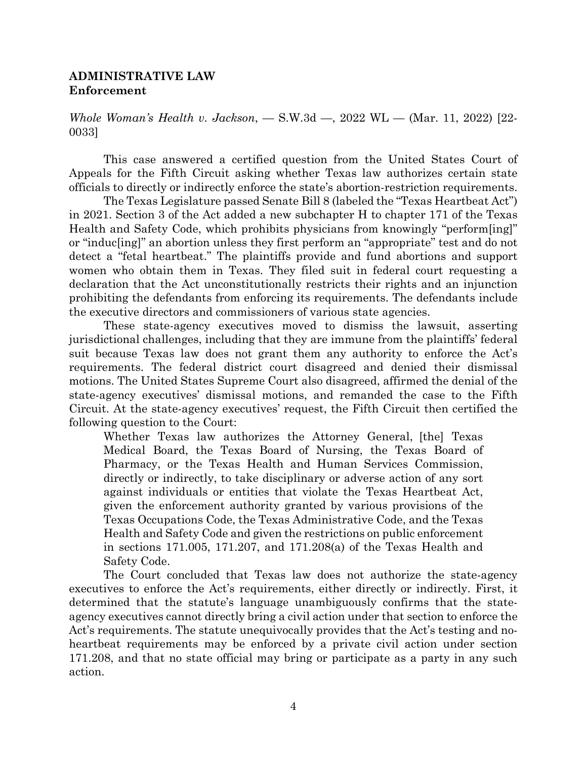**ADMINISTRATIVE LAW**
**Enforcement**

*Whole Woman's Health v. Jackson*, — S.W.3d —, 2022 WL — (Mar. 11, 2022) [22-0033]

This case answered a certified question from the United States Court of Appeals for the Fifth Circuit asking whether Texas law authorizes certain state officials to directly or indirectly enforce the state's abortion-restriction requirements.

The Texas Legislature passed Senate Bill 8 (labeled the "Texas Heartbeat Act") in 2021. Section 3 of the Act added a new subchapter H to chapter 171 of the Texas Health and Safety Code, which prohibits physicians from knowingly "perform[ing]" or "induc[ing]" an abortion unless they first perform an "appropriate" test and do not detect a "fetal heartbeat." The plaintiffs provide and fund abortions and support women who obtain them in Texas. They filed suit in federal court requesting a declaration that the Act unconstitutionally restricts their rights and an injunction prohibiting the defendants from enforcing its requirements. The defendants include the executive directors and commissioners of various state agencies.

These state-agency executives moved to dismiss the lawsuit, asserting jurisdictional challenges, including that they are immune from the plaintiffs' federal suit because Texas law does not grant them any authority to enforce the Act's requirements. The federal district court disagreed and denied their dismissal motions. The United States Supreme Court also disagreed, affirmed the denial of the state-agency executives' dismissal motions, and remanded the case to the Fifth Circuit. At the state-agency executives' request, the Fifth Circuit then certified the following question to the Court:

> Whether Texas law authorizes the Attorney General, [the] Texas Medical Board, the Texas Board of Nursing, the Texas Board of Pharmacy, or the Texas Health and Human Services Commission, directly or indirectly, to take disciplinary or adverse action of any sort against individuals or entities that violate the Texas Heartbeat Act, given the enforcement authority granted by various provisions of the Texas Occupations Code, the Texas Administrative Code, and the Texas Health and Safety Code and given the restrictions on public enforcement in sections 171.005, 171.207, and 171.208(a) of the Texas Health and Safety Code.

The Court concluded that Texas law does not authorize the state-agency executives to enforce the Act's requirements, either directly or indirectly. First, it determined that the statute's language unambiguously confirms that the state-agency executives cannot directly bring a civil action under that section to enforce the Act's requirements. The statute unequivocally provides that the Act's testing and no-heartbeat requirements may be enforced by a private civil action under section 171.208, and that no state official may bring or participate as a party in any such action.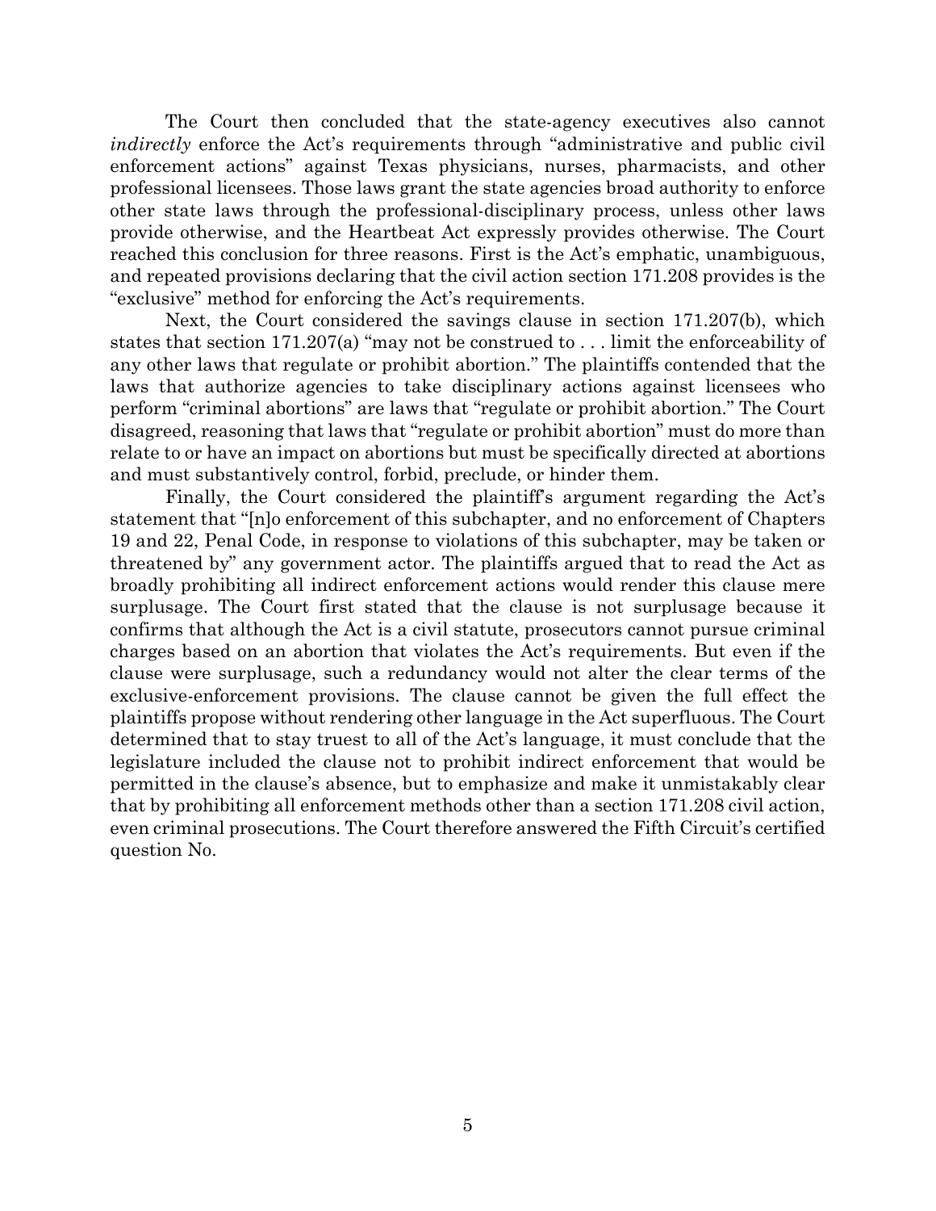The Court then concluded that the state-agency executives also cannot *indirectly* enforce the Act's requirements through "administrative and public civil enforcement actions" against Texas physicians, nurses, pharmacists, and other professional licensees. Those laws grant the state agencies broad authority to enforce other state laws through the professional-disciplinary process, unless other laws provide otherwise, and the Heartbeat Act expressly provides otherwise. The Court reached this conclusion for three reasons. First is the Act's emphatic, unambiguous, and repeated provisions declaring that the civil action section 171.208 provides is the "exclusive" method for enforcing the Act's requirements.

Next, the Court considered the savings clause in section 171.207(b), which states that section 171.207(a) "may not be construed to . . . limit the enforceability of any other laws that regulate or prohibit abortion." The plaintiffs contended that the laws that authorize agencies to take disciplinary actions against licensees who perform "criminal abortions" are laws that "regulate or prohibit abortion." The Court disagreed, reasoning that laws that "regulate or prohibit abortion" must do more than relate to or have an impact on abortions but must be specifically directed at abortions and must substantively control, forbid, preclude, or hinder them.

Finally, the Court considered the plaintiff's argument regarding the Act's statement that "[n]o enforcement of this subchapter, and no enforcement of Chapters 19 and 22, Penal Code, in response to violations of this subchapter, may be taken or threatened by" any government actor. The plaintiffs argued that to read the Act as broadly prohibiting all indirect enforcement actions would render this clause mere surplusage. The Court first stated that the clause is not surplusage because it confirms that although the Act is a civil statute, prosecutors cannot pursue criminal charges based on an abortion that violates the Act's requirements. But even if the clause were surplusage, such a redundancy would not alter the clear terms of the exclusive-enforcement provisions. The clause cannot be given the full effect the plaintiffs propose without rendering other language in the Act superfluous. The Court determined that to stay truest to all of the Act's language, it must conclude that the legislature included the clause not to prohibit indirect enforcement that would be permitted in the clause's absence, but to emphasize and make it unmistakably clear that by prohibiting all enforcement methods other than a section 171.208 civil action, even criminal prosecutions. The Court therefore answered the Fifth Circuit's certified question No.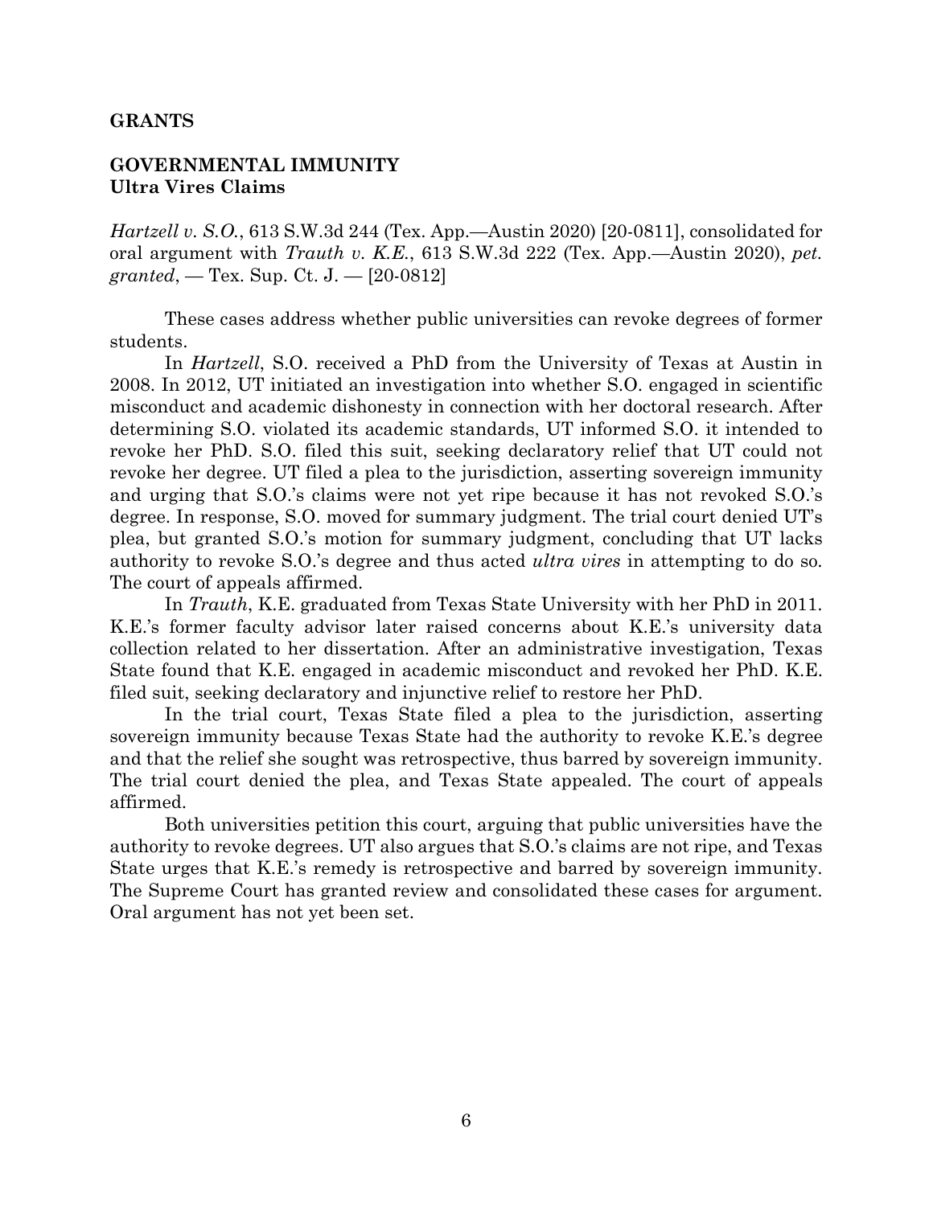**GRANTS**

**GOVERNMENTAL IMMUNITY**
**Ultra Vires Claims**

*Hartzell v. S.O.*, 613 S.W.3d 244 (Tex. App.—Austin 2020) [20-0811], consolidated for oral argument with *Trauth v. K.E.*, 613 S.W.3d 222 (Tex. App.—Austin 2020), *pet. granted*, — Tex. Sup. Ct. J. — [20-0812]

These cases address whether public universities can revoke degrees of former students.

In *Hartzell*, S.O. received a PhD from the University of Texas at Austin in 2008. In 2012, UT initiated an investigation into whether S.O. engaged in scientific misconduct and academic dishonesty in connection with her doctoral research. After determining S.O. violated its academic standards, UT informed S.O. it intended to revoke her PhD. S.O. filed this suit, seeking declaratory relief that UT could not revoke her degree. UT filed a plea to the jurisdiction, asserting sovereign immunity and urging that S.O.'s claims were not yet ripe because it has not revoked S.O.'s degree. In response, S.O. moved for summary judgment. The trial court denied UT's plea, but granted S.O.'s motion for summary judgment, concluding that UT lacks authority to revoke S.O.'s degree and thus acted *ultra vires* in attempting to do so. The court of appeals affirmed.

In *Trauth*, K.E. graduated from Texas State University with her PhD in 2011. K.E.'s former faculty advisor later raised concerns about K.E.'s university data collection related to her dissertation. After an administrative investigation, Texas State found that K.E. engaged in academic misconduct and revoked her PhD. K.E. filed suit, seeking declaratory and injunctive relief to restore her PhD.

In the trial court, Texas State filed a plea to the jurisdiction, asserting sovereign immunity because Texas State had the authority to revoke K.E.'s degree and that the relief she sought was retrospective, thus barred by sovereign immunity. The trial court denied the plea, and Texas State appealed. The court of appeals affirmed.

Both universities petition this court, arguing that public universities have the authority to revoke degrees. UT also argues that S.O.'s claims are not ripe, and Texas State urges that K.E.'s remedy is retrospective and barred by sovereign immunity. The Supreme Court has granted review and consolidated these cases for argument. Oral argument has not yet been set.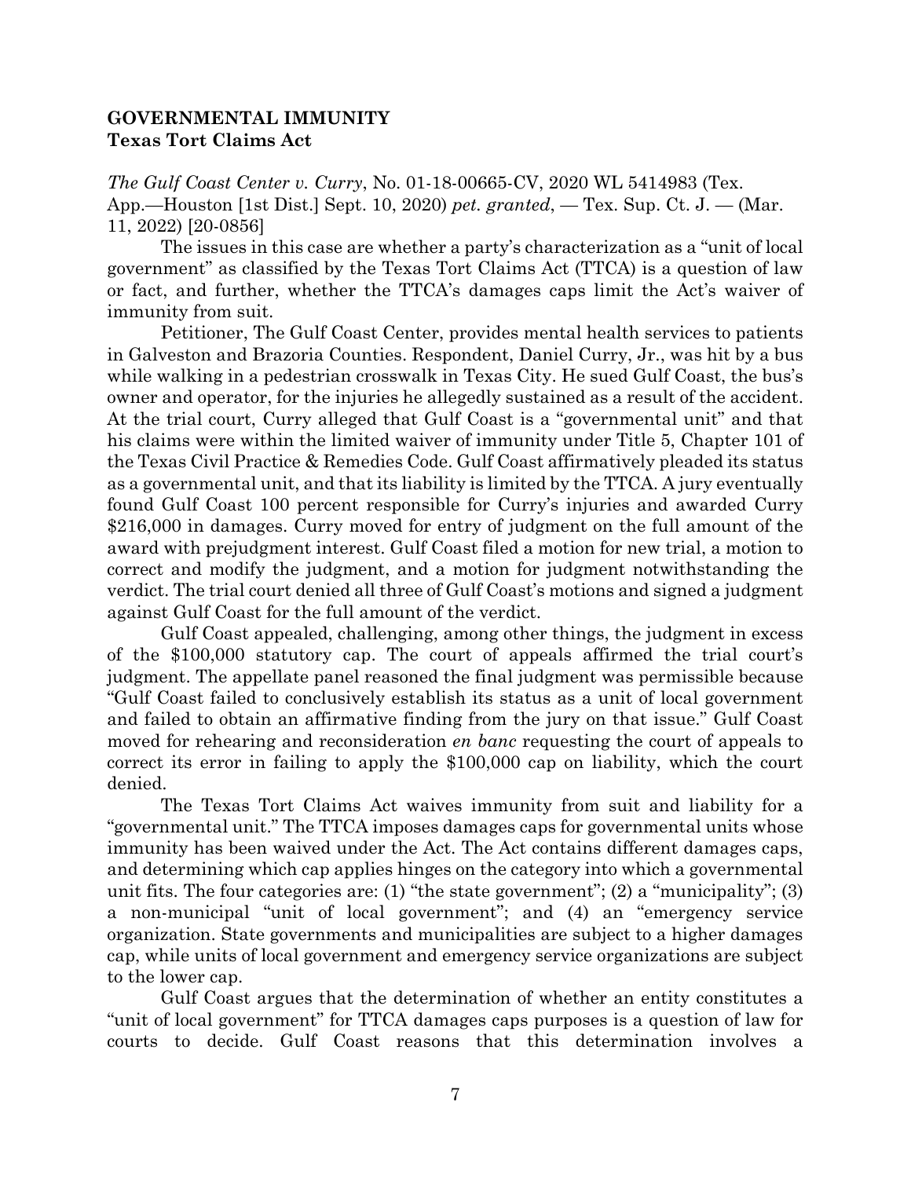## GOVERNMENTAL IMMUNITY
### Texas Tort Claims Act

*The Gulf Coast Center v. Curry*, No. 01-18-00665-CV, 2020 WL 5414983 (Tex. App.—Houston [1st Dist.] Sept. 10, 2020) *pet. granted*, — Tex. Sup. Ct. J. — (Mar. 11, 2022) [20-0856]

The issues in this case are whether a party's characterization as a "unit of local government" as classified by the Texas Tort Claims Act (TTCA) is a question of law or fact, and further, whether the TTCA's damages caps limit the Act's waiver of immunity from suit.

Petitioner, The Gulf Coast Center, provides mental health services to patients in Galveston and Brazoria Counties. Respondent, Daniel Curry, Jr., was hit by a bus while walking in a pedestrian crosswalk in Texas City. He sued Gulf Coast, the bus's owner and operator, for the injuries he allegedly sustained as a result of the accident. At the trial court, Curry alleged that Gulf Coast is a "governmental unit" and that his claims were within the limited waiver of immunity under Title 5, Chapter 101 of the Texas Civil Practice & Remedies Code. Gulf Coast affirmatively pleaded its status as a governmental unit, and that its liability is limited by the TTCA. A jury eventually found Gulf Coast 100 percent responsible for Curry's injuries and awarded Curry $216,000 in damages. Curry moved for entry of judgment on the full amount of the award with prejudgment interest. Gulf Coast filed a motion for new trial, a motion to correct and modify the judgment, and a motion for judgment notwithstanding the verdict. The trial court denied all three of Gulf Coast's motions and signed a judgment against Gulf Coast for the full amount of the verdict.

Gulf Coast appealed, challenging, among other things, the judgment in excess of the $100,000 statutory cap. The court of appeals affirmed the trial court's judgment. The appellate panel reasoned the final judgment was permissible because "Gulf Coast failed to conclusively establish its status as a unit of local government and failed to obtain an affirmative finding from the jury on that issue." Gulf Coast moved for rehearing and reconsideration *en banc* requesting the court of appeals to correct its error in failing to apply the $100,000 cap on liability, which the court denied.

The Texas Tort Claims Act waives immunity from suit and liability for a "governmental unit." The TTCA imposes damages caps for governmental units whose immunity has been waived under the Act. The Act contains different damages caps, and determining which cap applies hinges on the category into which a governmental unit fits. The four categories are: (1) "the state government"; (2) a "municipality"; (3) a non-municipal "unit of local government"; and (4) an "emergency service organization. State governments and municipalities are subject to a higher damages cap, while units of local government and emergency service organizations are subject to the lower cap.

Gulf Coast argues that the determination of whether an entity constitutes a "unit of local government" for TTCA damages caps purposes is a question of law for courts to decide. Gulf Coast reasons that this determination involves a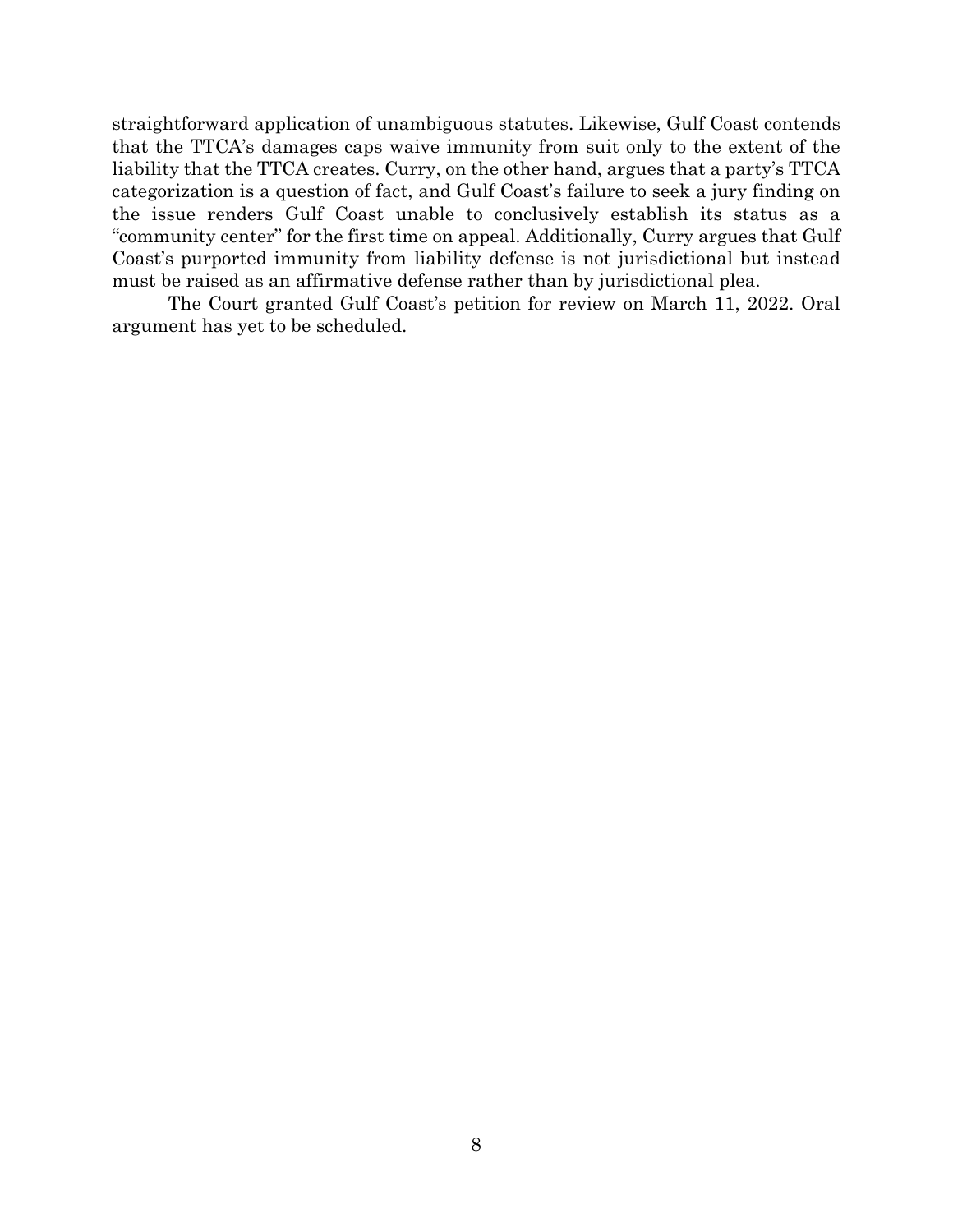straightforward application of unambiguous statutes. Likewise, Gulf Coast contends that the TTCA's damages caps waive immunity from suit only to the extent of the liability that the TTCA creates. Curry, on the other hand, argues that a party's TTCA categorization is a question of fact, and Gulf Coast's failure to seek a jury finding on the issue renders Gulf Coast unable to conclusively establish its status as a "community center" for the first time on appeal. Additionally, Curry argues that Gulf Coast's purported immunity from liability defense is not jurisdictional but instead must be raised as an affirmative defense rather than by jurisdictional plea.

The Court granted Gulf Coast's petition for review on March 11, 2022. Oral argument has yet to be scheduled.